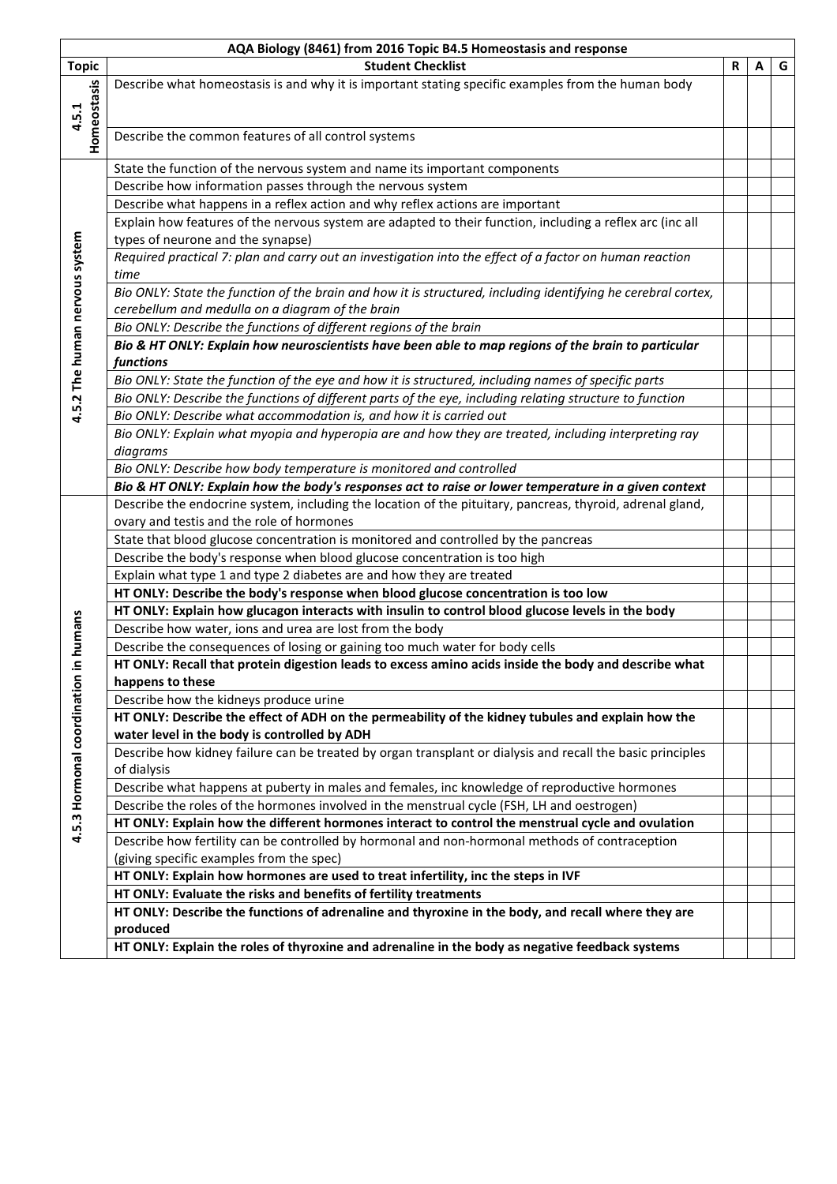| AQA Biology (8461) from 2016 Topic B4.5 Homeostasis and response | | | | |
|---|---|---|---|---|
| **Topic** | **Student Checklist** | **R** | **A** | **G** |
| 4.5.1 Homeostasis | Describe what homeostasis is and why it is important stating specific examples from the human body | | | |
| | Describe the common features of all control systems | | | |
| 4.5.2 The human nervous system | State the function of the nervous system and name its important components | | | |
| | Describe how information passes through the nervous system | | | |
| | Describe what happens in a reflex action and why reflex actions are important | | | |
| | Explain how features of the nervous system are adapted to their function, including a reflex arc (inc all types of neurone and the synapse) | | | |
| | *Required practical 7: plan and carry out an investigation into the effect of a factor on human reaction time* | | | |
| | *Bio ONLY: State the function of the brain and how it is structured, including identifying he cerebral cortex, cerebellum and medulla on a diagram of the brain* | | | |
| | *Bio ONLY: Describe the functions of different regions of the brain* | | | |
| | ***Bio & HT ONLY: Explain how neuroscientists have been able to map regions of the brain to particular functions*** | | | |
| | *Bio ONLY: State the function of the eye and how it is structured, including names of specific parts* | | | |
| | *Bio ONLY: Describe the functions of different parts of the eye, including relating structure to function* | | | |
| | *Bio ONLY: Describe what accommodation is, and how it is carried out* | | | |
| | *Bio ONLY: Explain what myopia and hyperopia are and how they are treated, including interpreting ray diagrams* | | | |
| | *Bio ONLY: Describe how body temperature is monitored and controlled* | | | |
| | ***Bio & HT ONLY: Explain how the body's responses act to raise or lower temperature in a given context*** | | | |
| 4.5.3 Hormonal coordination in humans | Describe the endocrine system, including the location of the pituitary, pancreas, thyroid, adrenal gland, ovary and testis and the role of hormones | | | |
| | State that blood glucose concentration is monitored and controlled by the pancreas | | | |
| | Describe the body's response when blood glucose concentration is too high | | | |
| | Explain what type 1 and type 2 diabetes are and how they are treated | | | |
| | **HT ONLY: Describe the body's response when blood glucose concentration is too low** | | | |
| | **HT ONLY: Explain how glucagon interacts with insulin to control blood glucose levels in the body** | | | |
| | Describe how water, ions and urea are lost from the body | | | |
| | Describe the consequences of losing or gaining too much water for body cells | | | |
| | **HT ONLY: Recall that protein digestion leads to excess amino acids inside the body and describe what happens to these** | | | |
| | Describe how the kidneys produce urine | | | |
| | **HT ONLY: Describe the effect of ADH on the permeability of the kidney tubules and explain how the water level in the body is controlled by ADH** | | | |
| | Describe how kidney failure can be treated by organ transplant or dialysis and recall the basic principles of dialysis | | | |
| | Describe what happens at puberty in males and females, inc knowledge of reproductive hormones | | | |
| | Describe the roles of the hormones involved in the menstrual cycle (FSH, LH and oestrogen) | | | |
| | **HT ONLY: Explain how the different hormones interact to control the menstrual cycle and ovulation** | | | |
| | Describe how fertility can be controlled by hormonal and non-hormonal methods of contraception (giving specific examples from the spec) | | | |
| | **HT ONLY: Explain how hormones are used to treat infertility, inc the steps in IVF** | | | |
| | **HT ONLY: Evaluate the risks and benefits of fertility treatments** | | | |
| | **HT ONLY: Describe the functions of adrenaline and thyroxine in the body, and recall where they are produced** | | | |
| | **HT ONLY: Explain the roles of thyroxine and adrenaline in the body as negative feedback systems** | | | |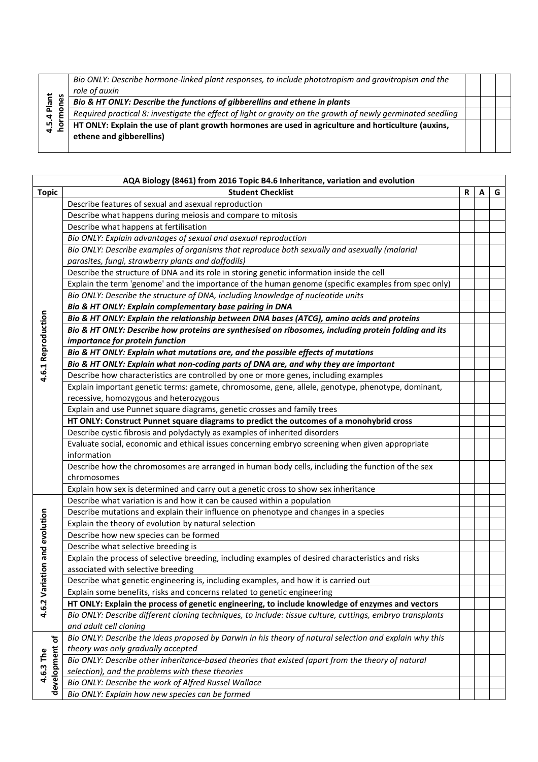| Topic | Student Checklist | R | A | G |
|---|---|---|---|---|
| **4.5.4 Plant hormones** | *Bio ONLY: Describe hormone-linked plant responses, to include phototropism and gravitropism and the role of auxin* | | | |
| | ***Bio & HT ONLY: Describe the functions of gibberellins and ethene in plants*** | | | |
| | *Required practical 8: investigate the effect of light or gravity on the growth of newly germinated seedling* | | | |
| | **HT ONLY: Explain the use of plant growth hormones are used in agriculture and horticulture (auxins, ethene and gibberellins)** | | | |

| AQA Biology (8461) from 2016 Topic B4.6 Inheritance, variation and evolution | | | | |
|---|---|---|---|---|
| **Topic** | **Student Checklist** | **R** | **A** | **G** |
| **4.6.1 Reproduction** | Describe features of sexual and asexual reproduction | | | |
| | Describe what happens during meiosis and compare to mitosis | | | |
| | Describe what happens at fertilisation | | | |
| | *Bio ONLY: Explain advantages of sexual and asexual reproduction* | | | |
| | *Bio ONLY: Describe examples of organisms that reproduce both sexually and asexually (malarial parasites, fungi, strawberry plants and daffodils)* | | | |
| | Describe the structure of DNA and its role in storing genetic information inside the cell | | | |
| | Explain the term 'genome' and the importance of the human genome (specific examples from spec only) | | | |
| | *Bio ONLY: Describe the structure of DNA, including knowledge of nucleotide units* | | | |
| | ***Bio & HT ONLY: Explain complementary base pairing in DNA*** | | | |
| | ***Bio & HT ONLY: Explain the relationship between DNA bases (ATCG), amino acids and proteins*** | | | |
| | ***Bio & HT ONLY: Describe how proteins are synthesised on ribosomes, including protein folding and its importance for protein function*** | | | |
| | ***Bio & HT ONLY: Explain what mutations are, and the possible effects of mutations*** | | | |
| | ***Bio & HT ONLY: Explain what non-coding parts of DNA are, and why they are important*** | | | |
| | Describe how characteristics are controlled by one or more genes, including examples | | | |
| | Explain important genetic terms: gamete, chromosome, gene, allele, genotype, phenotype, dominant, recessive, homozygous and heterozygous | | | |
| | Explain and use Punnet square diagrams, genetic crosses and family trees | | | |
| | **HT ONLY: Construct Punnet square diagrams to predict the outcomes of a monohybrid cross** | | | |
| | Describe cystic fibrosis and polydactyly as examples of inherited disorders | | | |
| | Evaluate social, economic and ethical issues concerning embryo screening when given appropriate information | | | |
| | Describe how the chromosomes are arranged in human body cells, including the function of the sex chromosomes | | | |
| | Explain how sex is determined and carry out a genetic cross to show sex inheritance | | | |
| **4.6.2 Variation and evolution** | Describe what variation is and how it can be caused within a population | | | |
| | Describe mutations and explain their influence on phenotype and changes in a species | | | |
| | Explain the theory of evolution by natural selection | | | |
| | Describe how new species can be formed | | | |
| | Describe what selective breeding is | | | |
| | Explain the process of selective breeding, including examples of desired characteristics and risks associated with selective breeding | | | |
| | Describe what genetic engineering is, including examples, and how it is carried out | | | |
| | Explain some benefits, risks and concerns related to genetic engineering | | | |
| | **HT ONLY: Explain the process of genetic engineering, to include knowledge of enzymes and vectors** | | | |
| | *Bio ONLY: Describe different cloning techniques, to include: tissue culture, cuttings, embryo transplants and adult cell cloning* | | | |
| **4.6.3 The development of** | *Bio ONLY: Describe the ideas proposed by Darwin in his theory of natural selection and explain why this theory was only gradually accepted* | | | |
| | *Bio ONLY: Describe other inheritance-based theories that existed (apart from the theory of natural selection), and the problems with these theories* | | | |
| | *Bio ONLY: Describe the work of Alfred Russel Wallace* | | | |
| | *Bio ONLY: Explain how new species can be formed* | | | |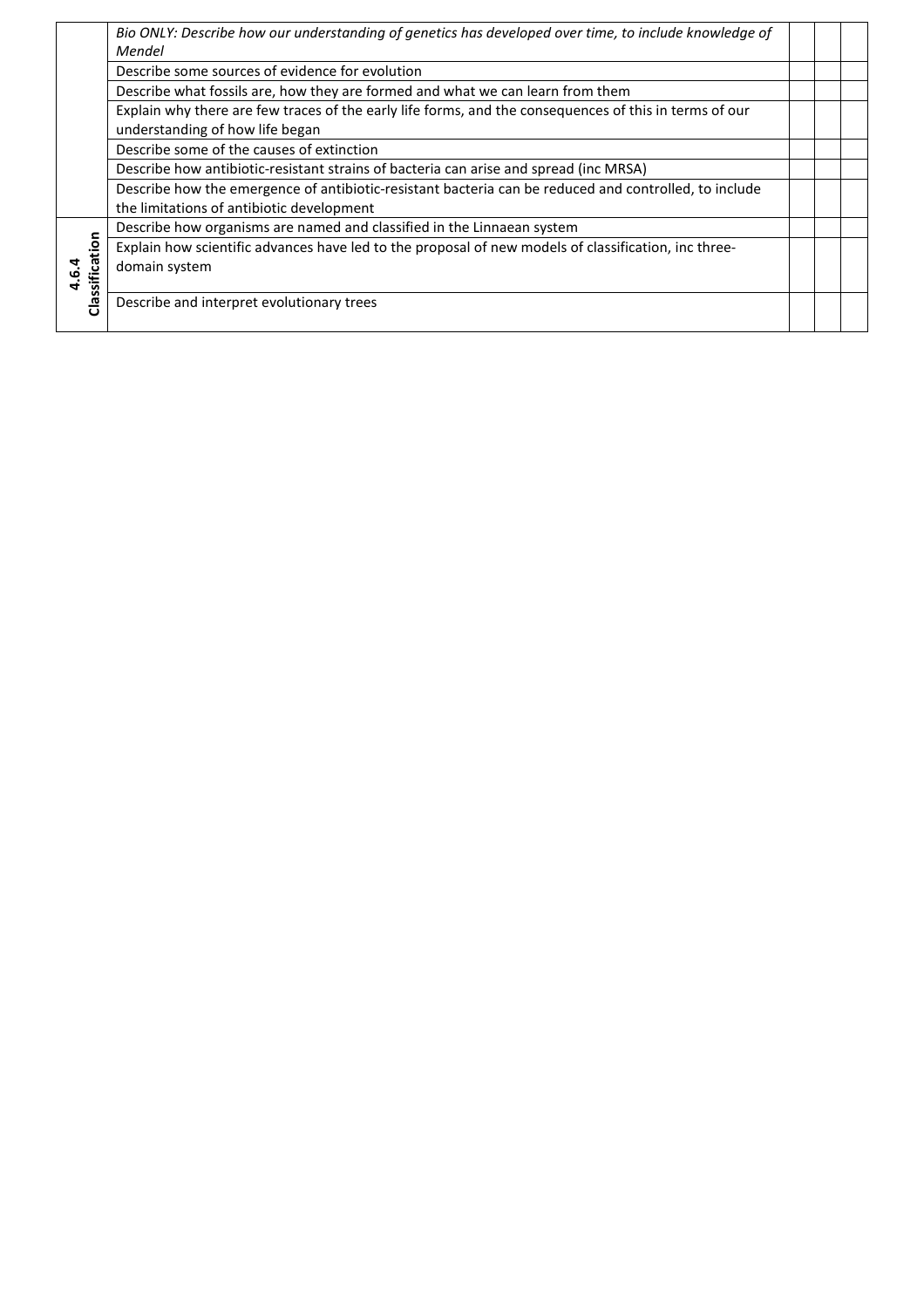| | | | | |
|---|---|---|---|---|
| | *Bio ONLY: Describe how our understanding of genetics has developed over time, to include knowledge of Mendel* | | | |
| | Describe some sources of evidence for evolution | | | |
| | Describe what fossils are, how they are formed and what we can learn from them | | | |
| | Explain why there are few traces of the early life forms, and the consequences of this in terms of our understanding of how life began | | | |
| | Describe some of the causes of extinction | | | |
| | Describe how antibiotic-resistant strains of bacteria can arise and spread (inc MRSA) | | | |
| | Describe how the emergence of antibiotic-resistant bacteria can be reduced and controlled, to include the limitations of antibiotic development | | | |
| **4.6.4 Classification** | Describe how organisms are named and classified in the Linnaean system | | | |
| | Explain how scientific advances have led to the proposal of new models of classification, inc three-domain system | | | |
| | Describe and interpret evolutionary trees | | | |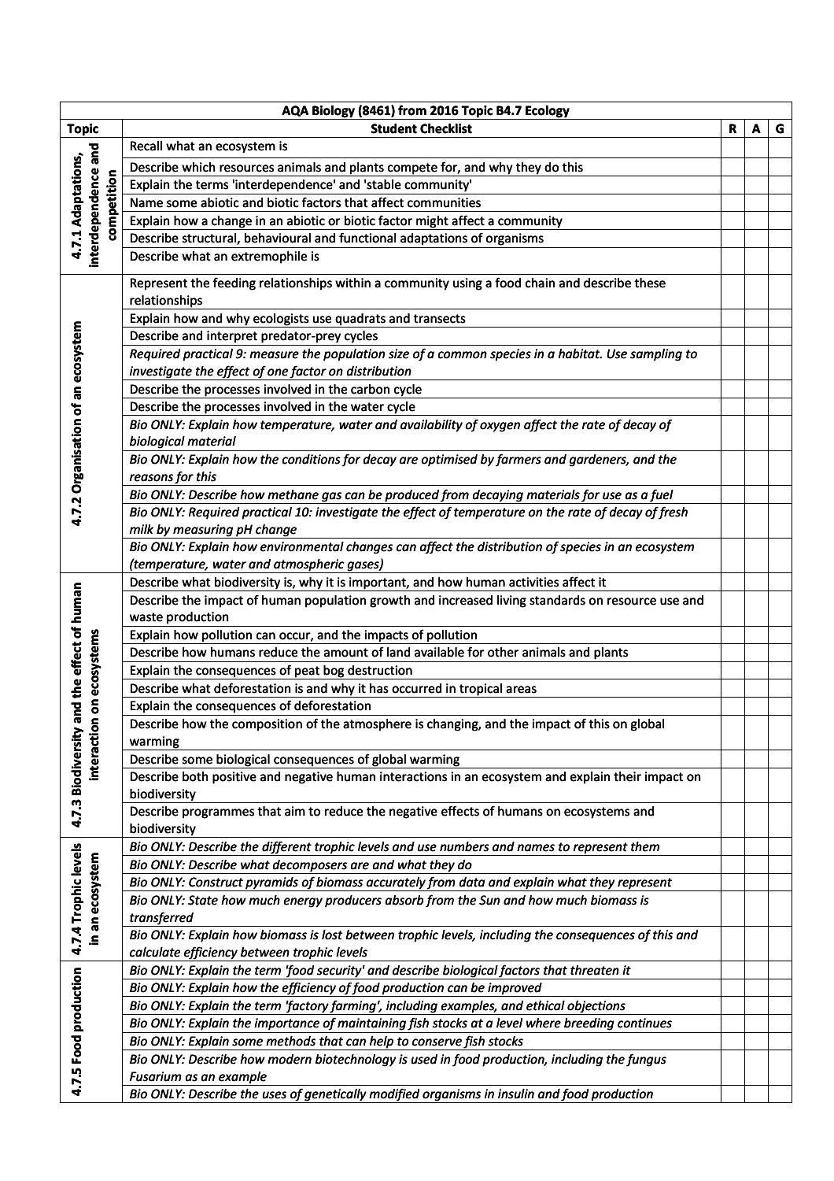| AQA Biology (8461) from 2016 Topic B4.7 Ecology | | | | |
|---|---|---|---|---|
| **Topic** | **Student Checklist** | **R** | **A** | **G** |
| 4.7.1 Adaptations, interdependence and competition | Recall what an ecosystem is | | | |
| | Describe which resources animals and plants compete for, and why they do this | | | |
| | Explain the terms 'interdependence' and 'stable community' | | | |
| | Name some abiotic and biotic factors that affect communities | | | |
| | Explain how a change in an abiotic or biotic factor might affect a community | | | |
| | Describe structural, behavioural and functional adaptations of organisms | | | |
| | Describe what an extremophile is | | | |
| 4.7.2 Organisation of an ecosystem | Represent the feeding relationships within a community using a food chain and describe these relationships | | | |
| | Explain how and why ecologists use quadrats and transects | | | |
| | Describe and interpret predator-prey cycles | | | |
| | *Required practical 9: measure the population size of a common species in a habitat. Use sampling to investigate the effect of one factor on distribution* | | | |
| | Describe the processes involved in the carbon cycle | | | |
| | Describe the processes involved in the water cycle | | | |
| | *Bio ONLY: Explain how temperature, water and availability of oxygen affect the rate of decay of biological material* | | | |
| | *Bio ONLY: Explain how the conditions for decay are optimised by farmers and gardeners, and the reasons for this* | | | |
| | *Bio ONLY: Describe how methane gas can be produced from decaying materials for use as a fuel* | | | |
| | *Bio ONLY: Required practical 10: investigate the effect of temperature on the rate of decay of fresh milk by measuring pH change* | | | |
| | *Bio ONLY: Explain how environmental changes can affect the distribution of species in an ecosystem (temperature, water and atmospheric gases)* | | | |
| 4.7.3 Biodiversity and the effect of human interaction on ecosystems | Describe what biodiversity is, why it is important, and how human activities affect it | | | |
| | Describe the impact of human population growth and increased living standards on resource use and waste production | | | |
| | Explain how pollution can occur, and the impacts of pollution | | | |
| | Describe how humans reduce the amount of land available for other animals and plants | | | |
| | Explain the consequences of peat bog destruction | | | |
| | Describe what deforestation is and why it has occurred in tropical areas | | | |
| | Explain the consequences of deforestation | | | |
| | Describe how the composition of the atmosphere is changing, and the impact of this on global warming | | | |
| | Describe some biological consequences of global warming | | | |
| | Describe both positive and negative human interactions in an ecosystem and explain their impact on biodiversity | | | |
| | Describe programmes that aim to reduce the negative effects of humans on ecosystems and biodiversity | | | |
| 4.7.4 Trophic levels in an ecosystem | *Bio ONLY: Describe the different trophic levels and use numbers and names to represent them* | | | |
| | *Bio ONLY: Describe what decomposers are and what they do* | | | |
| | *Bio ONLY: Construct pyramids of biomass accurately from data and explain what they represent* | | | |
| | *Bio ONLY: State how much energy producers absorb from the Sun and how much biomass is transferred* | | | |
| | *Bio ONLY: Explain how biomass is lost between trophic levels, including the consequences of this and calculate efficiency between trophic levels* | | | |
| 4.7.5 Food production | *Bio ONLY: Explain the term 'food security' and describe biological factors that threaten it* | | | |
| | *Bio ONLY: Explain how the efficiency of food production can be improved* | | | |
| | *Bio ONLY: Explain the term 'factory farming', including examples, and ethical objections* | | | |
| | *Bio ONLY: Explain the importance of maintaining fish stocks at a level where breeding continues* | | | |
| | *Bio ONLY: Explain some methods that can help to conserve fish stocks* | | | |
| | *Bio ONLY: Describe how modern biotechnology is used in food production, including the fungus Fusarium as an example* | | | |
| | *Bio ONLY: Describe the uses of genetically modified organisms in insulin and food production* | | | |